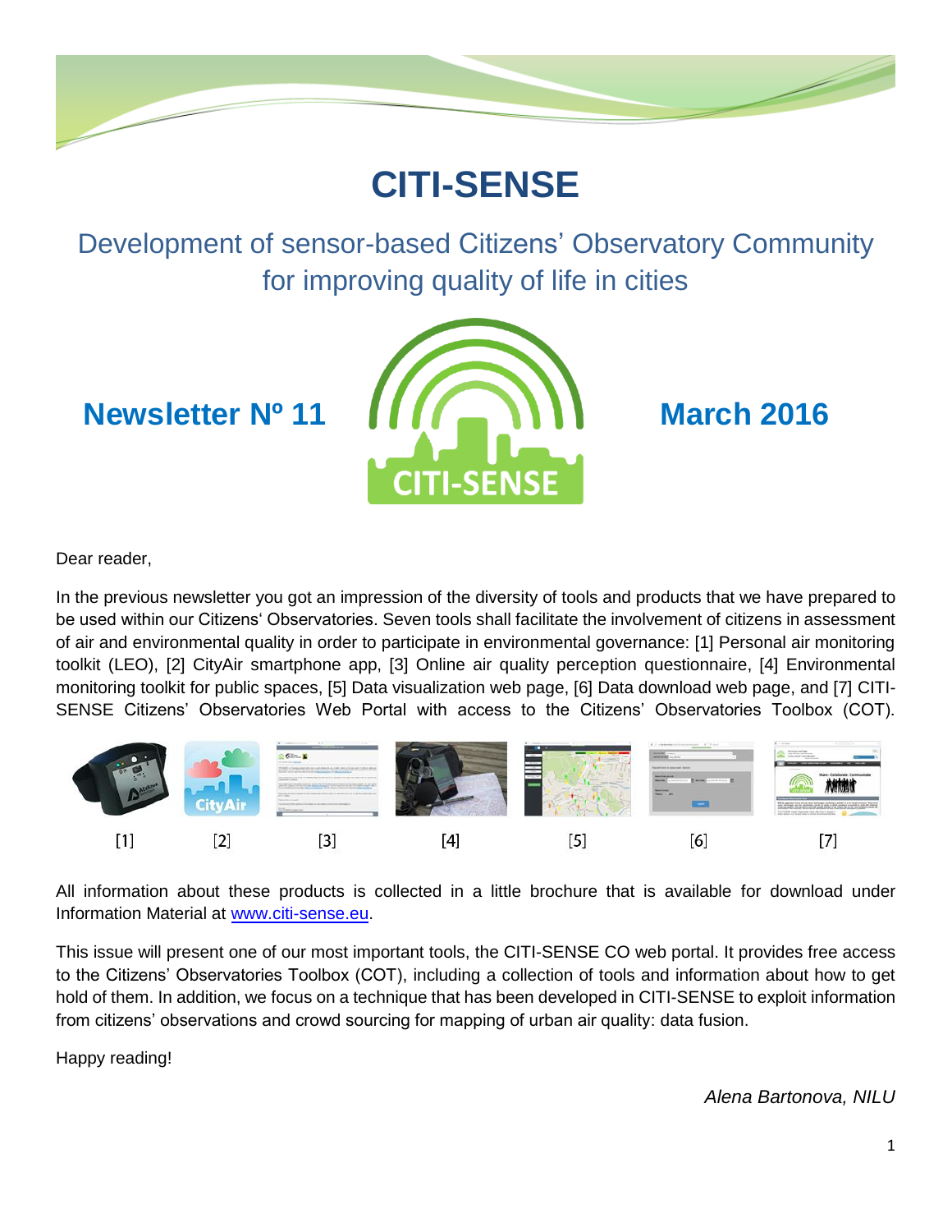# CITI-SENSE

## Development of sensor-based Citizens' Observatory Community for improving quality of life in cities

**Newsletter Nº 11** **March 2016**

Dear reader,

In the previous newsletter you got an impression of the diversity of tools and products that we have prepared to be used within our Citizens' Observatories. Seven tools shall facilitate the involvement of citizens in assessment of air and environmental quality in order to participate in environmental governance: [1] Personal air monitoring toolkit (LEO), [2] CityAir smartphone app, [3] Online air quality perception questionnaire, [4] Environmental monitoring toolkit for public spaces, [5] Data visualization web page, [6] Data download web page, and [7] CITI-SENSE Citizens' Observatories Web Portal with access to the Citizens' Observatories Toolbox (COT).

[1] [2] [3] [4] [5] [6] [7]

All information about these products is collected in a little brochure that is available for download under Information Material at [www.citi-sense.eu](http://www.citi-sense.eu).

This issue will present one of our most important tools, the CITI-SENSE CO web portal. It provides free access to the Citizens' Observatories Toolbox (COT), including a collection of tools and information about how to get hold of them. In addition, we focus on a technique that has been developed in CITI-SENSE to exploit information from citizens' observations and crowd sourcing for mapping of urban air quality: data fusion.

Happy reading!

*Alena Bartonova, NILU*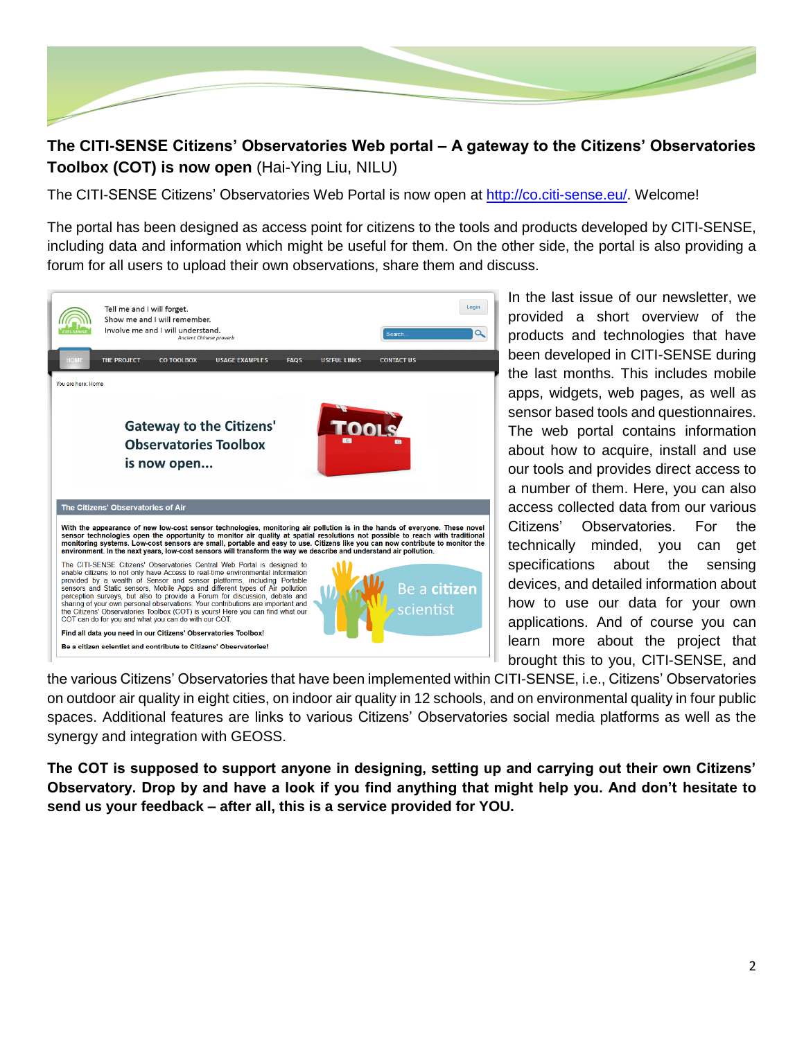**The CITI-SENSE Citizens' Observatories Web portal – A gateway to the Citizens' Observatories Toolbox (COT) is now open** (Hai-Ying Liu, NILU)

The CITI-SENSE Citizens' Observatories Web Portal is now open at http://co.citi-sense.eu/. Welcome!

The portal has been designed as access point for citizens to the tools and products developed by CITI-SENSE, including data and information which might be useful for them. On the other side, the portal is also providing a forum for all users to upload their own observations, share them and discuss.

In the last issue of our newsletter, we provided a short overview of the products and technologies that have been developed in CITI-SENSE during the last months. This includes mobile apps, widgets, web pages, as well as sensor based tools and questionnaires. The web portal contains information about how to acquire, install and use our tools and provides direct access to a number of them. Here, you can also access collected data from our various Citizens' Observatories. For the technically minded, you can get specifications about the sensing devices, and detailed information about how to use our data for your own applications. And of course you can learn more about the project that brought this to you, CITI-SENSE, and the various Citizens' Observatories that have been implemented within CITI-SENSE, i.e., Citizens' Observatories on outdoor air quality in eight cities, on indoor air quality in 12 schools, and on environmental quality in four public spaces. Additional features are links to various Citizens' Observatories social media platforms as well as the synergy and integration with GEOSS.

**The COT is supposed to support anyone in designing, setting up and carrying out their own Citizens' Observatory. Drop by and have a look if you find anything that might help you. And don't hesitate to send us your feedback – after all, this is a service provided for YOU.**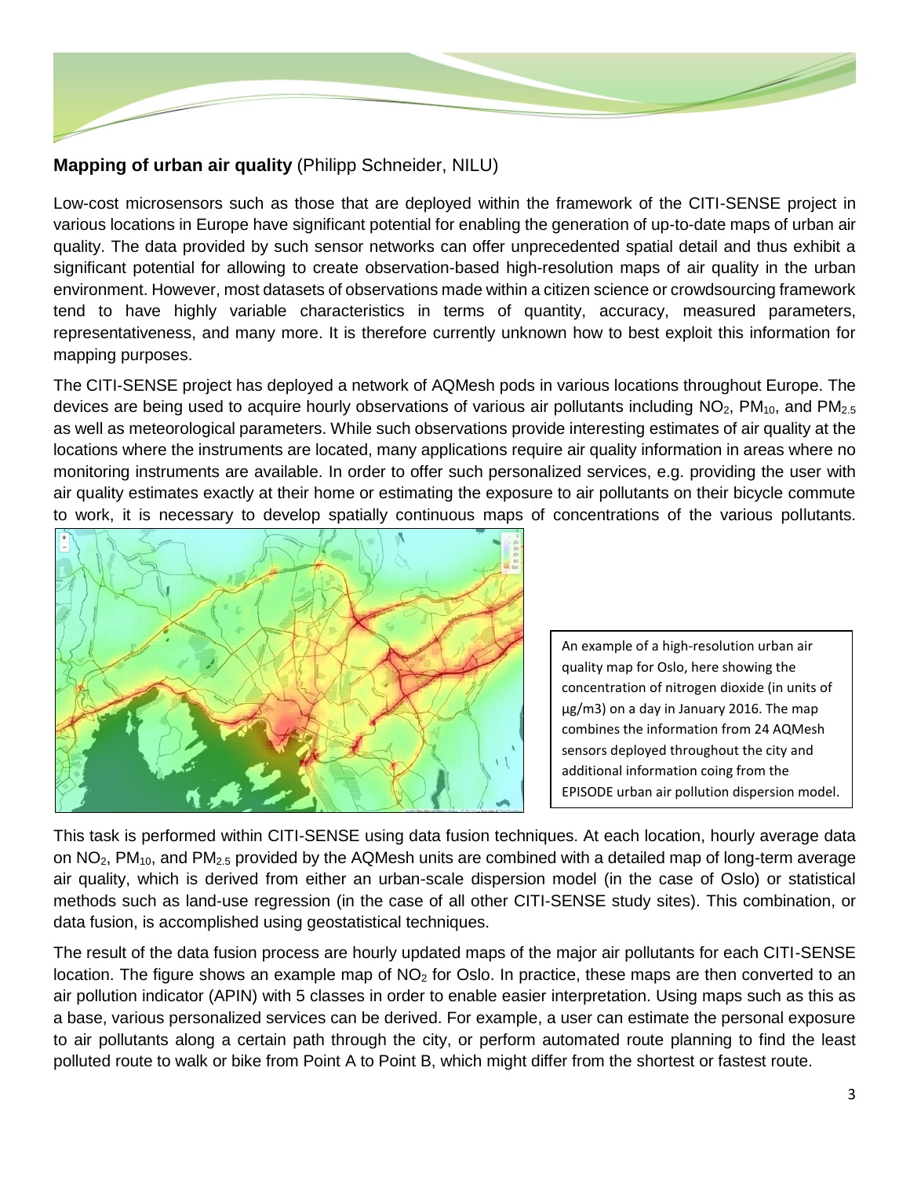**Mapping of urban air quality** (Philipp Schneider, NILU)

Low-cost microsensors such as those that are deployed within the framework of the CITI-SENSE project in various locations in Europe have significant potential for enabling the generation of up-to-date maps of urban air quality. The data provided by such sensor networks can offer unprecedented spatial detail and thus exhibit a significant potential for allowing to create observation-based high-resolution maps of air quality in the urban environment. However, most datasets of observations made within a citizen science or crowdsourcing framework tend to have highly variable characteristics in terms of quantity, accuracy, measured parameters, representativeness, and many more. It is therefore currently unknown how to best exploit this information for mapping purposes.

The CITI-SENSE project has deployed a network of AQMesh pods in various locations throughout Europe. The devices are being used to acquire hourly observations of various air pollutants including $NO_2$, $PM_{10}$, and $PM_{2.5}$ as well as meteorological parameters. While such observations provide interesting estimates of air quality at the locations where the instruments are located, many applications require air quality information in areas where no monitoring instruments are available. In order to offer such personalized services, e.g. providing the user with air quality estimates exactly at their home or estimating the exposure to air pollutants on their bicycle commute to work, it is necessary to develop spatially continuous maps of concentrations of the various pollutants.

An example of a high-resolution urban air quality map for Oslo, here showing the concentration of nitrogen dioxide (in units of µg/m3) on a day in January 2016. The map combines the information from 24 AQMesh sensors deployed throughout the city and additional information coing from the EPISODE urban air pollution dispersion model.

This task is performed within CITI-SENSE using data fusion techniques. At each location, hourly average data on $NO_2$, $PM_{10}$, and $PM_{2.5}$ provided by the AQMesh units are combined with a detailed map of long-term average air quality, which is derived from either an urban-scale dispersion model (in the case of Oslo) or statistical methods such as land-use regression (in the case of all other CITI-SENSE study sites). This combination, or data fusion, is accomplished using geostatistical techniques.

The result of the data fusion process are hourly updated maps of the major air pollutants for each CITI-SENSE location. The figure shows an example map of $NO_2$ for Oslo. In practice, these maps are then converted to an air pollution indicator (APIN) with 5 classes in order to enable easier interpretation. Using maps such as this as a base, various personalized services can be derived. For example, a user can estimate the personal exposure to air pollutants along a certain path through the city, or perform automated route planning to find the least polluted route to walk or bike from Point A to Point B, which might differ from the shortest or fastest route.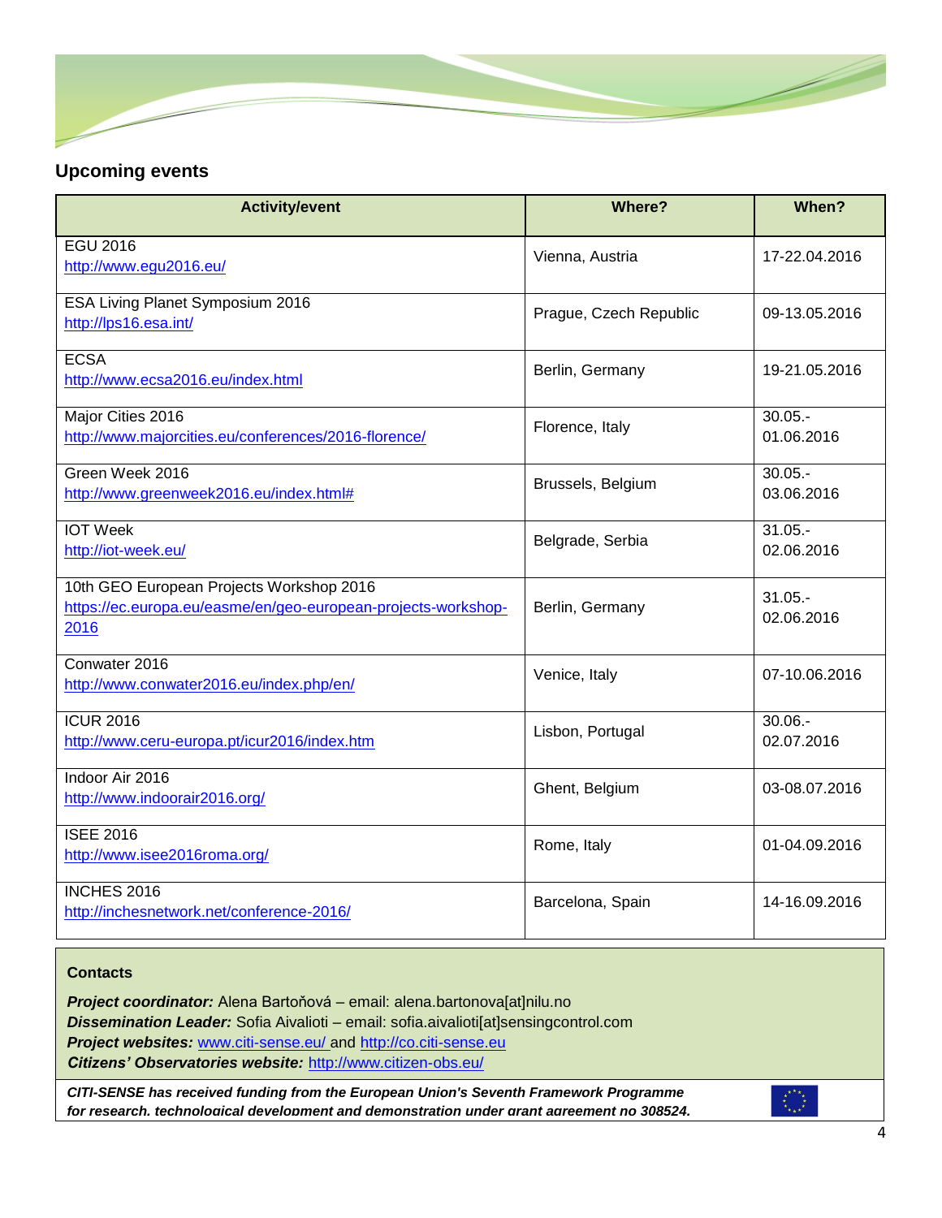## Upcoming events

| Activity/event | Where? | When? |
| --- | --- | --- |
| EGU 2016<br>http://www.egu2016.eu/ | Vienna, Austria | 17-22.04.2016 |
| ESA Living Planet Symposium 2016<br>http://lps16.esa.int/ | Prague, Czech Republic | 09-13.05.2016 |
| ECSA<br>http://www.ecsa2016.eu/index.html | Berlin, Germany | 19-21.05.2016 |
| Major Cities 2016<br>http://www.majorcities.eu/conferences/2016-florence/ | Florence, Italy | 30.05.-01.06.2016 |
| Green Week 2016<br>http://www.greenweek2016.eu/index.html# | Brussels, Belgium | 30.05.-03.06.2016 |
| IOT Week<br>http://iot-week.eu/ | Belgrade, Serbia | 31.05.-02.06.2016 |
| 10th GEO European Projects Workshop 2016<br>https://ec.europa.eu/easme/en/geo-european-projects-workshop-2016 | Berlin, Germany | 31.05.-02.06.2016 |
| Conwater 2016<br>http://www.conwater2016.eu/index.php/en/ | Venice, Italy | 07-10.06.2016 |
| ICUR 2016<br>http://www.ceru-europa.pt/icur2016/index.htm | Lisbon, Portugal | 30.06.-02.07.2016 |
| Indoor Air 2016<br>http://www.indoorair2016.org/ | Ghent, Belgium | 03-08.07.2016 |
| ISEE 2016<br>http://www.isee2016roma.org/ | Rome, Italy | 01-04.09.2016 |
| INCHES 2016<br>http://inchesnetwork.net/conference-2016/ | Barcelona, Spain | 14-16.09.2016 |

**Contacts**

***Project coordinator:*** Alena Bartoňová – email: alena.bartonova[at]nilu.no
***Dissemination Leader:*** Sofia Aivalioti – email: sofia.aivalioti[at]sensingcontrol.com
***Project websites:*** www.citi-sense.eu/ and http://co.citi-sense.eu
***Citizens' Observatories website:*** http://www.citizen-obs.eu/

***CITI-SENSE has received funding from the European Union's Seventh Framework Programme for research, technological development and demonstration under grant agreement no 308524.***